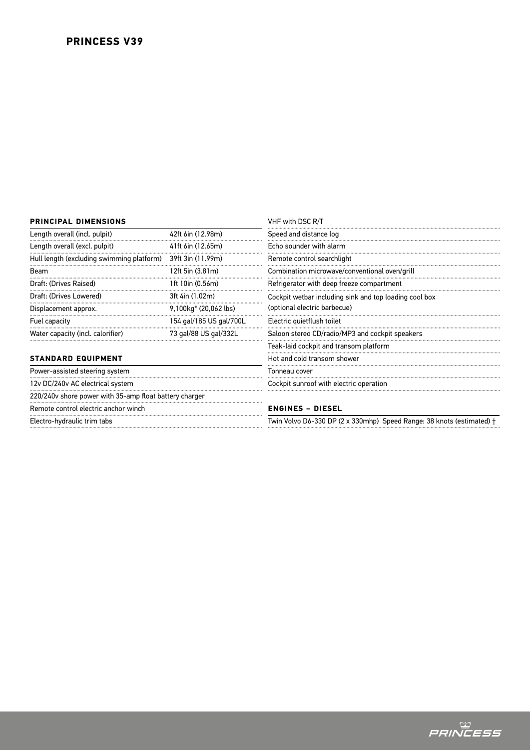# PRINCESS V39

## PRINCIPAL DIMENSIONS

| | |
|---|---|
| Length overall (incl. pulpit) | 42ft 6in (12.98m) |
| Length overall (excl. pulpit) | 41ft 6in (12.65m) |
| Hull length (excluding swimming platform) | 39ft 3in (11.99m) |
| Beam | 12ft 5in (3.81m) |
| Draft: (Drives Raised) | 1ft 10in (0.56m) |
| Draft: (Drives Lowered) | 3ft 4in (1.02m) |
| Displacement approx. | 9,100kg* (20,062 lbs) |
| Fuel capacity | 154 gal/185 US gal/700L |
| Water capacity (incl. calorifier) | 73 gal/88 US gal/332L |

## STANDARD EQUIPMENT

- Power-assisted steering system
- 12v DC/240v AC electrical system
- 220/240v shore power with 35-amp float battery charger
- Remote control electric anchor winch
- Electro-hydraulic trim tabs
- VHF with DSC R/T
- Speed and distance log
- Echo sounder with alarm
- Remote control searchlight
- Combination microwave/conventional oven/grill
- Refrigerator with deep freeze compartment
- Cockpit wetbar including sink and top loading cool box (optional electric barbecue)
- Electric quietflush toilet
- Saloon stereo CD/radio/MP3 and cockpit speakers
- Teak-laid cockpit and transom platform
- Hot and cold transom shower
- Tonneau cover
- Cockpit sunroof with electric operation

## ENGINES – DIESEL

Twin Volvo D6-330 DP (2 x 330mhp) Speed Range: 38 knots (estimated) †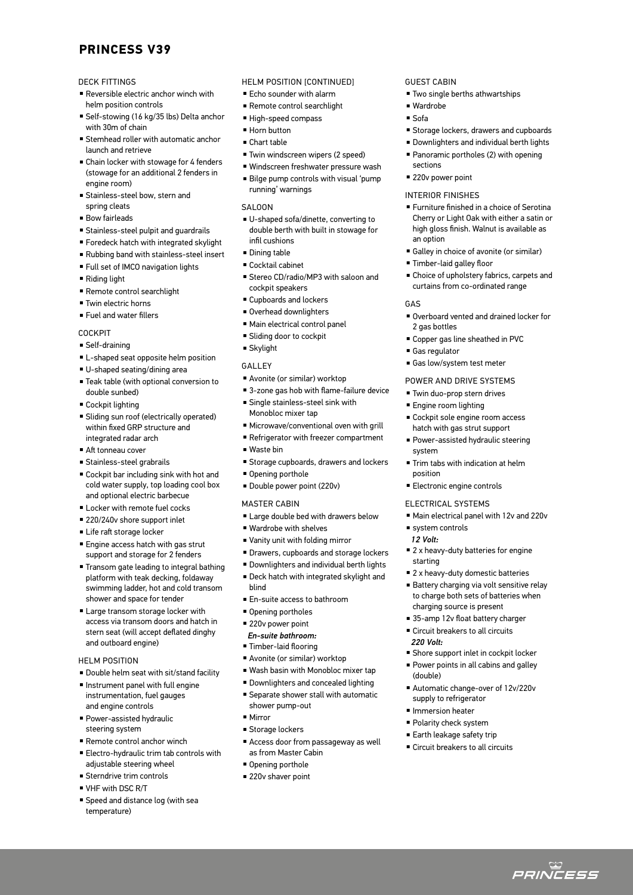# PRINCESS V39

## DECK FITTINGS

- Reversible electric anchor winch with helm position controls
- Self-stowing (16 kg/35 lbs) Delta anchor with 30m of chain
- Stemhead roller with automatic anchor launch and retrieve
- Chain locker with stowage for 4 fenders (stowage for an additional 2 fenders in engine room)
- Stainless-steel bow, stern and spring cleats
- Bow fairleads
- Stainless-steel pulpit and guardrails
- Foredeck hatch with integrated skylight
- Rubbing band with stainless-steel insert
- Full set of IMCO navigation lights
- Riding light
- Remote control searchlight
- Twin electric horns
- Fuel and water fillers

## COCKPIT

- Self-draining
- L-shaped seat opposite helm position
- U-shaped seating/dining area
- Teak table (with optional conversion to double sunbed)
- Cockpit lighting
- Sliding sun roof (electrically operated) within fixed GRP structure and integrated radar arch
- Aft tonneau cover
- Stainless-steel grabrails
- Cockpit bar including sink with hot and cold water supply, top loading cool box and optional electric barbecue
- Locker with remote fuel cocks
- 220/240v shore support inlet
- Life raft storage locker
- Engine access hatch with gas strut support and storage for 2 fenders
- Transom gate leading to integral bathing platform with teak decking, foldaway swimming ladder, hot and cold transom shower and space for tender
- Large transom storage locker with access via transom doors and hatch in stern seat (will accept deflated dinghy and outboard engine)

## HELM POSITION

- Double helm seat with sit/stand facility
- Instrument panel with full engine instrumentation, fuel gauges and engine controls
- Power-assisted hydraulic steering system
- Remote control anchor winch
- Electro-hydraulic trim tab controls with adjustable steering wheel
- Sterndrive trim controls
- VHF with DSC R/T
- Speed and distance log (with sea temperature)

## HELM POSITION (CONTINUED)

- Echo sounder with alarm
- Remote control searchlight
- High-speed compass
- Horn button
- Chart table
- Twin windscreen wipers (2 speed)
- Windscreen freshwater pressure wash
- Bilge pump controls with visual 'pump running' warnings

## SALOON

- U-shaped sofa/dinette, converting to double berth with built in stowage for infil cushions
- Dining table
- Cocktail cabinet
- Stereo CD/radio/MP3 with saloon and cockpit speakers
- Cupboards and lockers
- Overhead downlighters
- Main electrical control panel
- Sliding door to cockpit
- Skylight

## GALLEY

- Avonite (or similar) worktop
- 3-zone gas hob with flame-failure device
- Single stainless-steel sink with Monobloc mixer tap
- Microwave/conventional oven with grill
- Refrigerator with freezer compartment
- Waste bin
- Storage cupboards, drawers and lockers
- Opening porthole
- Double power point (220v)

## MASTER CABIN

- Large double bed with drawers below
- Wardrobe with shelves
- Vanity unit with folding mirror
- Drawers, cupboards and storage lockers
- Downlighters and individual berth lights
- Deck hatch with integrated skylight and blind
- En-suite access to bathroom
- Opening portholes
- 220v power point

***En-suite bathroom:***

- Timber-laid flooring
- Avonite (or similar) worktop
- Wash basin with Monobloc mixer tap
- Downlighters and concealed lighting
- Separate shower stall with automatic shower pump-out
- Mirror
- Storage lockers
- Access door from passageway as well as from Master Cabin
- Opening porthole
- 220v shaver point

## GUEST CABIN

- Two single berths athwartships
- Wardrobe
- Sofa
- Storage lockers, drawers and cupboards
- Downlighters and individual berth lights
- Panoramic portholes (2) with opening sections
- 220v power point

## INTERIOR FINISHES

- Furniture finished in a choice of Serotina Cherry or Light Oak with either a satin or high gloss finish. Walnut is available as an option
- Galley in choice of avonite (or similar)
- Timber-laid galley floor
- Choice of upholstery fabrics, carpets and curtains from co-ordinated range

## GAS

- Overboard vented and drained locker for 2 gas bottles
- Copper gas line sheathed in PVC
- Gas regulator
- Gas low/system test meter

## POWER AND DRIVE SYSTEMS

- Twin duo-prop stern drives
- Engine room lighting
- Cockpit sole engine room access hatch with gas strut support
- Power-assisted hydraulic steering system
- Trim tabs with indication at helm position
- Electronic engine controls

## ELECTRICAL SYSTEMS

- Main electrical panel with 12v and 220v
- system controls

***12 Volt:***

- 2 x heavy-duty batteries for engine starting
- 2 x heavy-duty domestic batteries
- Battery charging via volt sensitive relay to charge both sets of batteries when charging source is present
- 35-amp 12v float battery charger
- Circuit breakers to all circuits

***220 Volt:***

- Shore support inlet in cockpit locker
- Power points in all cabins and galley (double)
- Automatic change-over of 12v/220v supply to refrigerator
- Immersion heater
- Polarity check system
- Earth leakage safety trip
- Circuit breakers to all circuits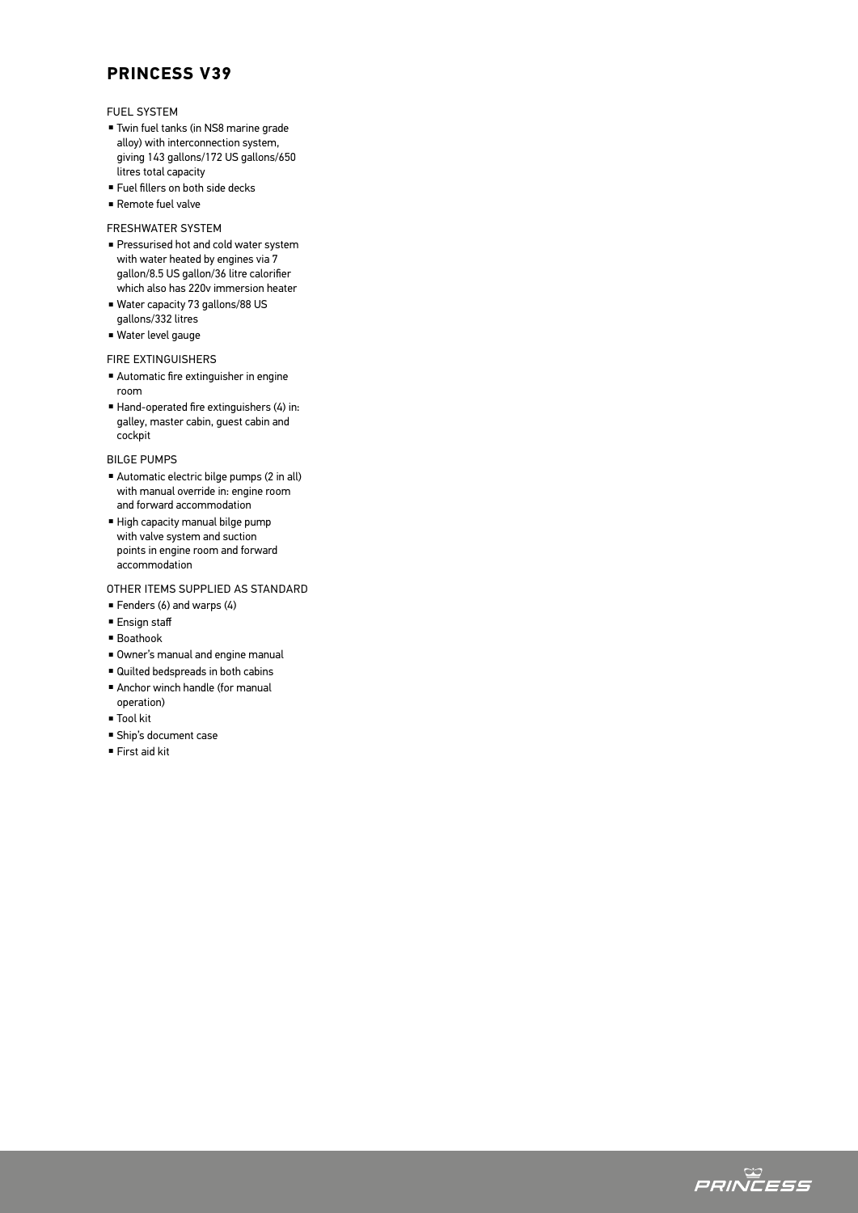# PRINCESS V39

## FUEL SYSTEM

- Twin fuel tanks (in NS8 marine grade alloy) with interconnection system, giving 143 gallons/172 US gallons/650 litres total capacity
- Fuel fillers on both side decks
- Remote fuel valve

## FRESHWATER SYSTEM

- Pressurised hot and cold water system with water heated by engines via 7 gallon/8.5 US gallon/36 litre calorifier which also has 220v immersion heater
- Water capacity 73 gallons/88 US gallons/332 litres
- Water level gauge

## FIRE EXTINGUISHERS

- Automatic fire extinguisher in engine room
- Hand-operated fire extinguishers (4) in: galley, master cabin, guest cabin and cockpit

## BILGE PUMPS

- Automatic electric bilge pumps (2 in all) with manual override in: engine room and forward accommodation
- High capacity manual bilge pump with valve system and suction points in engine room and forward accommodation

## OTHER ITEMS SUPPLIED AS STANDARD

- Fenders (6) and warps (4)
- Ensign staff
- Boathook
- Owner's manual and engine manual
- Quilted bedspreads in both cabins
- Anchor winch handle (for manual operation)
- Tool kit
- Ship's document case
- First aid kit